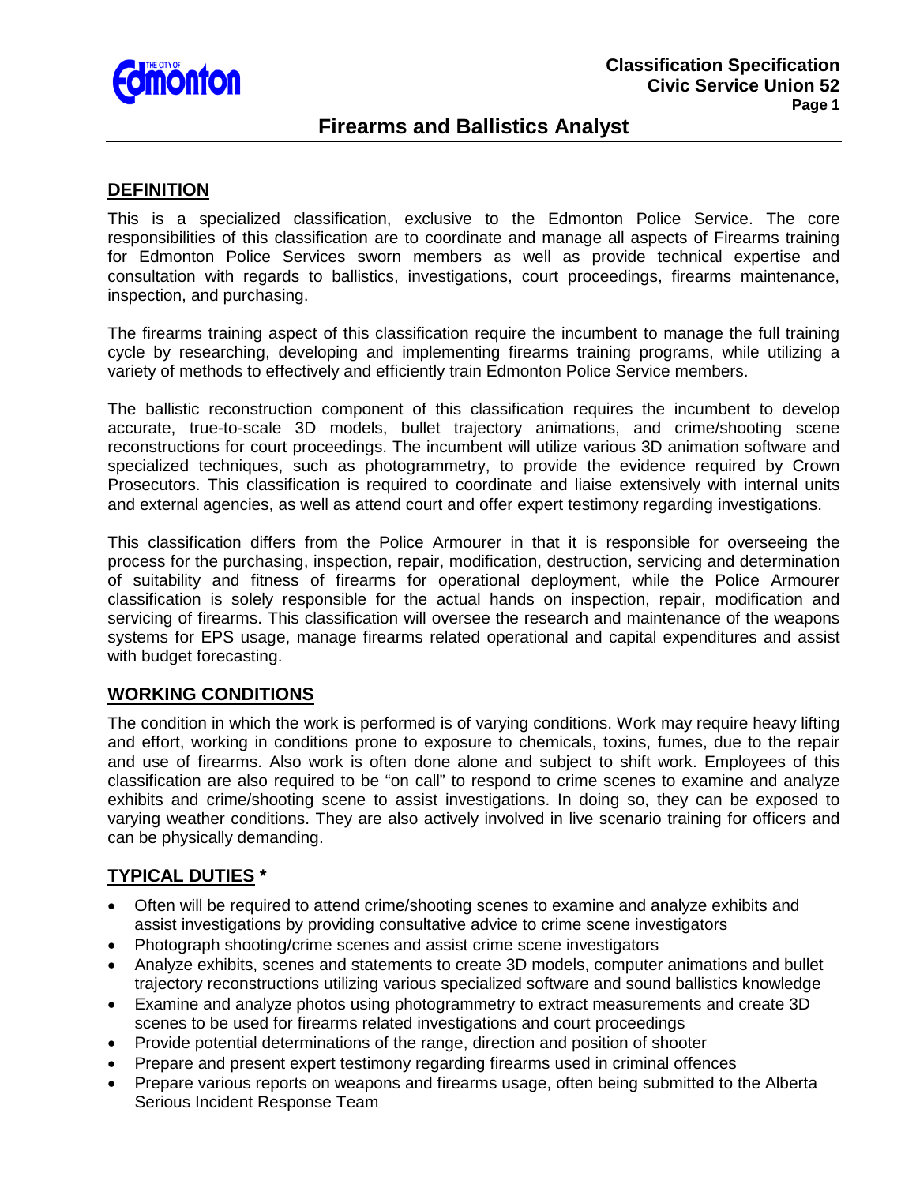# Firearms and Ballistics Analyst

## DEFINITION

This is a specialized classification, exclusive to the Edmonton Police Service. The core responsibilities of this classification are to coordinate and manage all aspects of Firearms training for Edmonton Police Services sworn members as well as provide technical expertise and consultation with regards to ballistics, investigations, court proceedings, firearms maintenance, inspection, and purchasing.

The firearms training aspect of this classification require the incumbent to manage the full training cycle by researching, developing and implementing firearms training programs, while utilizing a variety of methods to effectively and efficiently train Edmonton Police Service members.

The ballistic reconstruction component of this classification requires the incumbent to develop accurate, true-to-scale 3D models, bullet trajectory animations, and crime/shooting scene reconstructions for court proceedings. The incumbent will utilize various 3D animation software and specialized techniques, such as photogrammetry, to provide the evidence required by Crown Prosecutors. This classification is required to coordinate and liaise extensively with internal units and external agencies, as well as attend court and offer expert testimony regarding investigations.

This classification differs from the Police Armourer in that it is responsible for overseeing the process for the purchasing, inspection, repair, modification, destruction, servicing and determination of suitability and fitness of firearms for operational deployment, while the Police Armourer classification is solely responsible for the actual hands on inspection, repair, modification and servicing of firearms. This classification will oversee the research and maintenance of the weapons systems for EPS usage, manage firearms related operational and capital expenditures and assist with budget forecasting.

## WORKING CONDITIONS

The condition in which the work is performed is of varying conditions. Work may require heavy lifting and effort, working in conditions prone to exposure to chemicals, toxins, fumes, due to the repair and use of firearms. Also work is often done alone and subject to shift work. Employees of this classification are also required to be "on call" to respond to crime scenes to examine and analyze exhibits and crime/shooting scene to assist investigations. In doing so, they can be exposed to varying weather conditions. They are also actively involved in live scenario training for officers and can be physically demanding.

## TYPICAL DUTIES *

- Often will be required to attend crime/shooting scenes to examine and analyze exhibits and assist investigations by providing consultative advice to crime scene investigators
- Photograph shooting/crime scenes and assist crime scene investigators
- Analyze exhibits, scenes and statements to create 3D models, computer animations and bullet trajectory reconstructions utilizing various specialized software and sound ballistics knowledge
- Examine and analyze photos using photogrammetry to extract measurements and create 3D scenes to be used for firearms related investigations and court proceedings
- Provide potential determinations of the range, direction and position of shooter
- Prepare and present expert testimony regarding firearms used in criminal offences
- Prepare various reports on weapons and firearms usage, often being submitted to the Alberta Serious Incident Response Team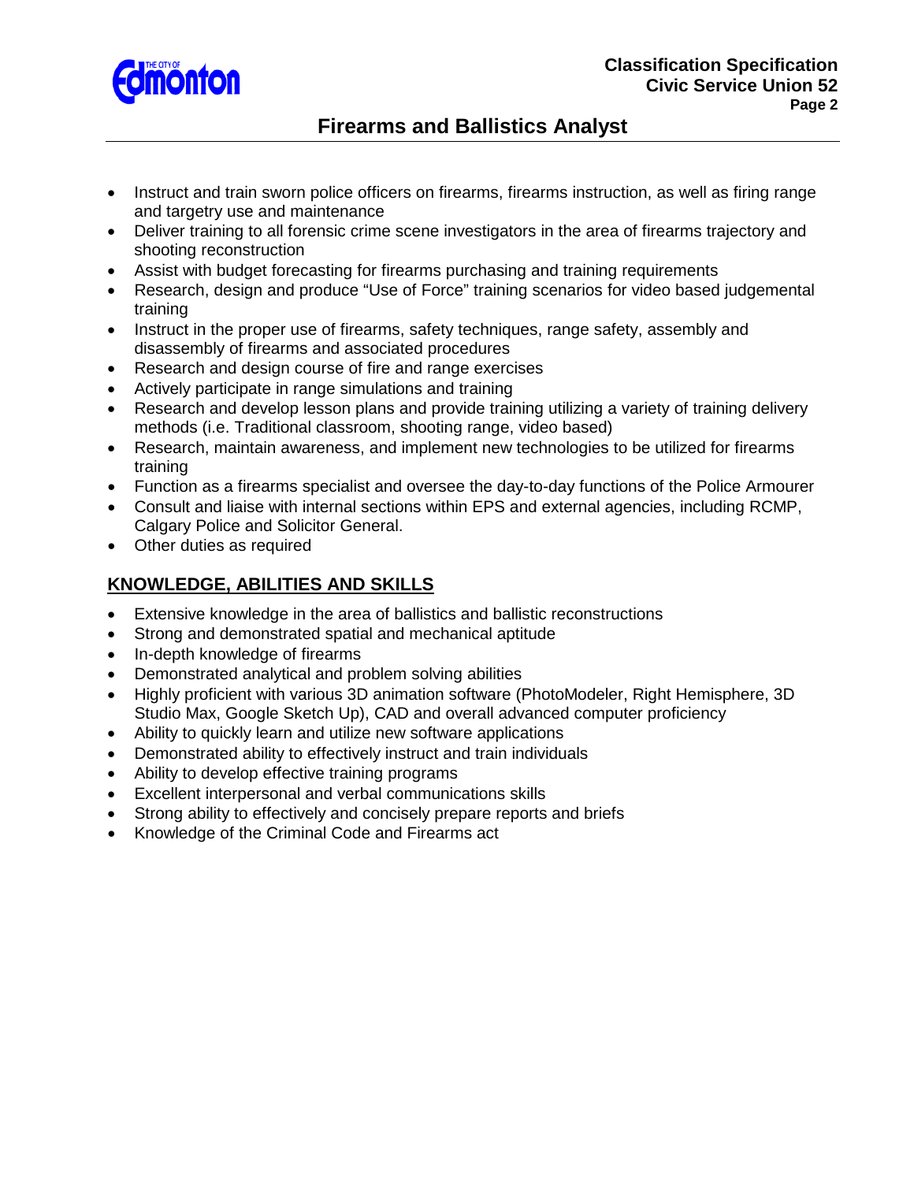- Instruct and train sworn police officers on firearms, firearms instruction, as well as firing range and targetry use and maintenance
- Deliver training to all forensic crime scene investigators in the area of firearms trajectory and shooting reconstruction
- Assist with budget forecasting for firearms purchasing and training requirements
- Research, design and produce “Use of Force” training scenarios for video based judgemental training
- Instruct in the proper use of firearms, safety techniques, range safety, assembly and disassembly of firearms and associated procedures
- Research and design course of fire and range exercises
- Actively participate in range simulations and training
- Research and develop lesson plans and provide training utilizing a variety of training delivery methods (i.e. Traditional classroom, shooting range, video based)
- Research, maintain awareness, and implement new technologies to be utilized for firearms training
- Function as a firearms specialist and oversee the day-to-day functions of the Police Armourer
- Consult and liaise with internal sections within EPS and external agencies, including RCMP, Calgary Police and Solicitor General.
- Other duties as required

## KNOWLEDGE, ABILITIES AND SKILLS

- Extensive knowledge in the area of ballistics and ballistic reconstructions
- Strong and demonstrated spatial and mechanical aptitude
- In-depth knowledge of firearms
- Demonstrated analytical and problem solving abilities
- Highly proficient with various 3D animation software (PhotoModeler, Right Hemisphere, 3D Studio Max, Google Sketch Up), CAD and overall advanced computer proficiency
- Ability to quickly learn and utilize new software applications
- Demonstrated ability to effectively instruct and train individuals
- Ability to develop effective training programs
- Excellent interpersonal and verbal communications skills
- Strong ability to effectively and concisely prepare reports and briefs
- Knowledge of the Criminal Code and Firearms act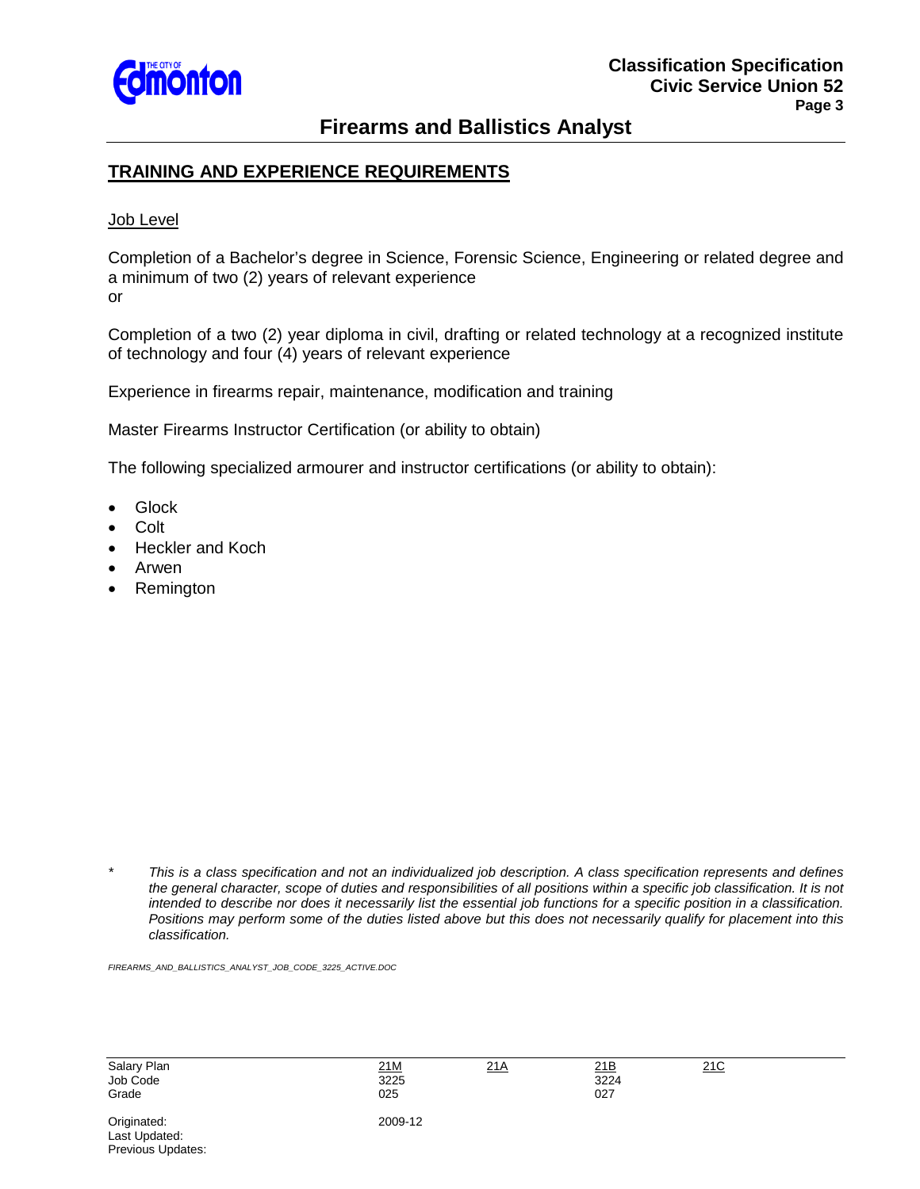## TRAINING AND EXPERIENCE REQUIREMENTS

Job Level

Completion of a Bachelor's degree in Science, Forensic Science, Engineering or related degree and a minimum of two (2) years of relevant experience
or

Completion of a two (2) year diploma in civil, drafting or related technology at a recognized institute of technology and four (4) years of relevant experience

Experience in firearms repair, maintenance, modification and training

Master Firearms Instructor Certification (or ability to obtain)

The following specialized armourer and instructor certifications (or ability to obtain):

- Glock
- Colt
- Heckler and Koch
- Arwen
- Remington

\* *This is a class specification and not an individualized job description. A class specification represents and defines the general character, scope of duties and responsibilities of all positions within a specific job classification. It is not intended to describe nor does it necessarily list the essential job functions for a specific position in a classification. Positions may perform some of the duties listed above but this does not necessarily qualify for placement into this classification.*

*FIREARMS_AND_BALLISTICS_ANALYST_JOB_CODE_3225_ACTIVE.DOC*

| | | | | |
|---|---|---|---|---|
| Salary Plan | 21M | 21A | 21B | 21C |
| Job Code | 3225 | | 3224 | |
| Grade | 025 | | 027 | |
| Originated: | 2009-12 | | | |
| Last Updated: | | | | |
| Previous Updates: | | | | |